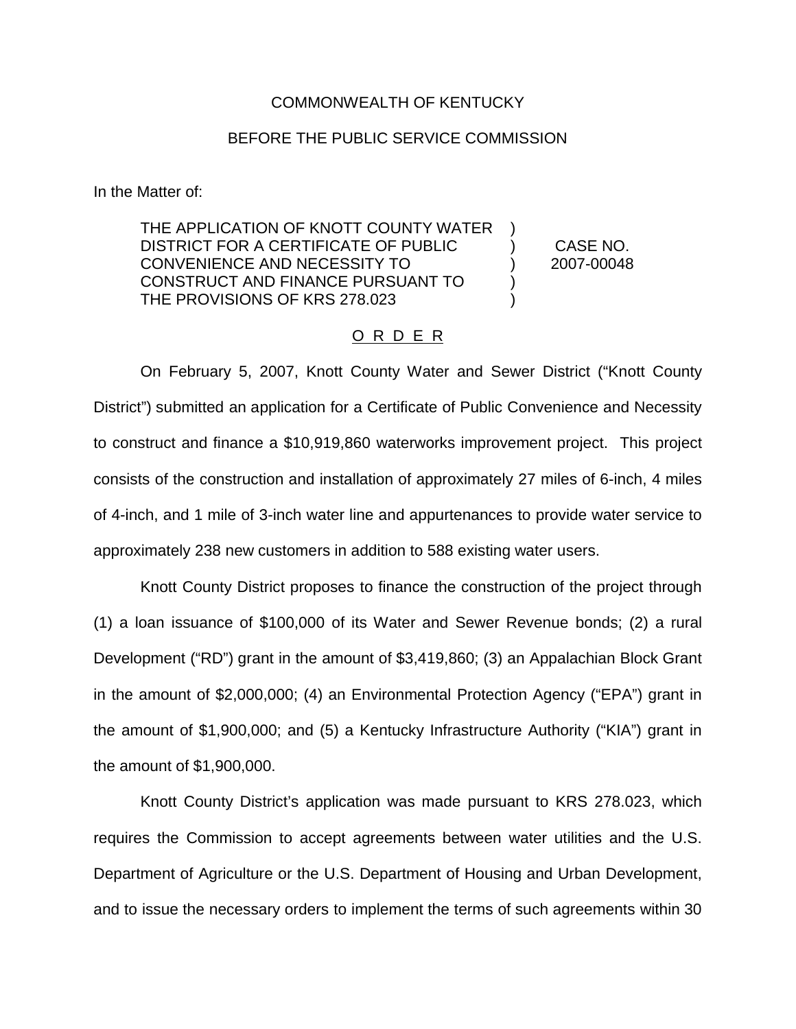COMMONWEALTH OF KENTUCKY

BEFORE THE PUBLIC SERVICE COMMISSION

In the Matter of:

| | | |
|---|---|---|
| THE APPLICATION OF KNOTT COUNTY WATER DISTRICT FOR A CERTIFICATE OF PUBLIC CONVENIENCE AND NECESSITY TO CONSTRUCT AND FINANCE PURSUANT TO THE PROVISIONS OF KRS 278.023 | ) ) ) ) ) | CASE NO. 2007-00048 |

O R D E R

On February 5, 2007, Knott County Water and Sewer District ("Knott County District") submitted an application for a Certificate of Public Convenience and Necessity to construct and finance a $10,919,860 waterworks improvement project. This project consists of the construction and installation of approximately 27 miles of 6-inch, 4 miles of 4-inch, and 1 mile of 3-inch water line and appurtenances to provide water service to approximately 238 new customers in addition to 588 existing water users.

Knott County District proposes to finance the construction of the project through (1) a loan issuance of $100,000 of its Water and Sewer Revenue bonds; (2) a rural Development ("RD") grant in the amount of $3,419,860; (3) an Appalachian Block Grant in the amount of $2,000,000; (4) an Environmental Protection Agency ("EPA") grant in the amount of $1,900,000; and (5) a Kentucky Infrastructure Authority ("KIA") grant in the amount of $1,900,000.

Knott County District's application was made pursuant to KRS 278.023, which requires the Commission to accept agreements between water utilities and the U.S. Department of Agriculture or the U.S. Department of Housing and Urban Development, and to issue the necessary orders to implement the terms of such agreements within 30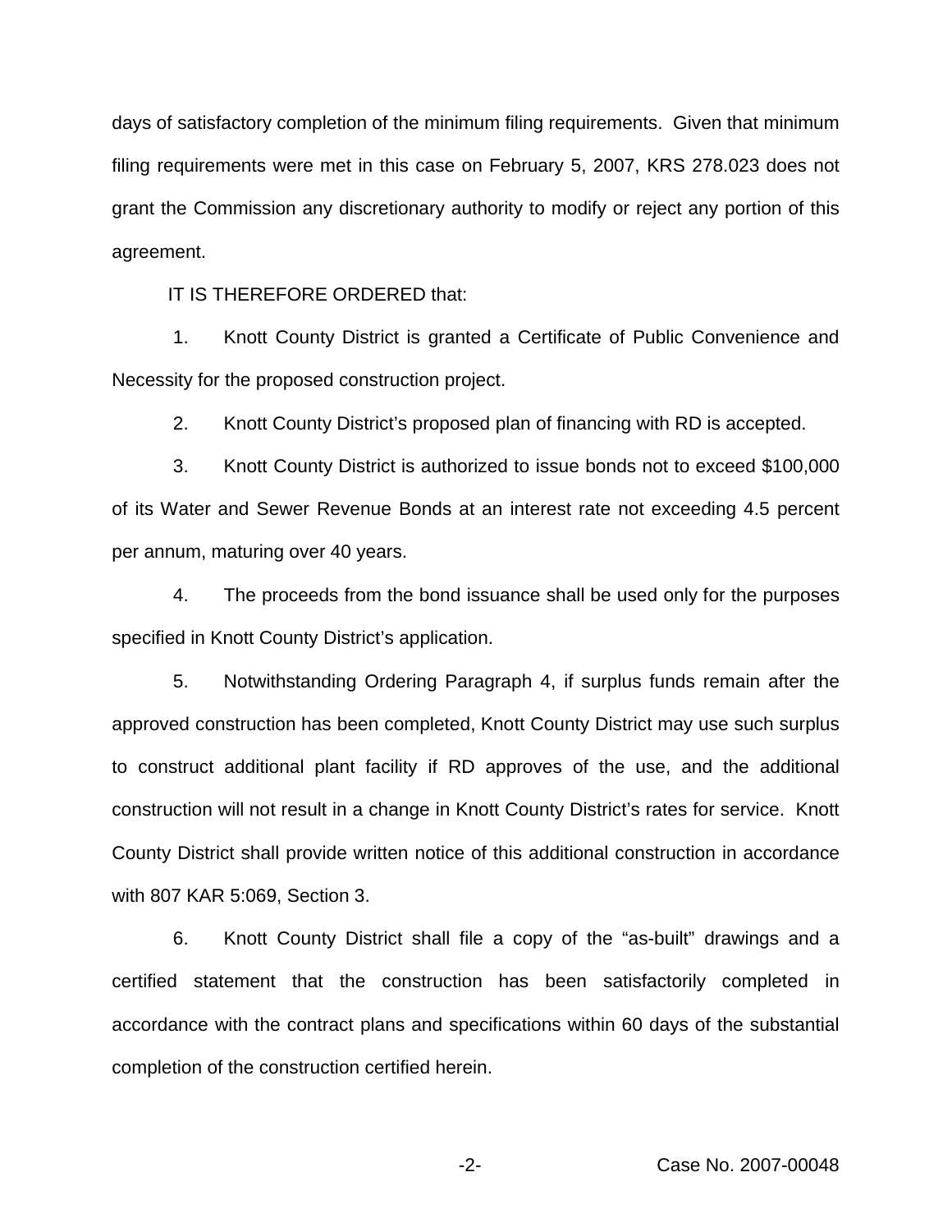days of satisfactory completion of the minimum filing requirements. Given that minimum filing requirements were met in this case on February 5, 2007, KRS 278.023 does not grant the Commission any discretionary authority to modify or reject any portion of this agreement.

IT IS THEREFORE ORDERED that:

1. Knott County District is granted a Certificate of Public Convenience and Necessity for the proposed construction project.

2. Knott County District's proposed plan of financing with RD is accepted.

3. Knott County District is authorized to issue bonds not to exceed $100,000 of its Water and Sewer Revenue Bonds at an interest rate not exceeding 4.5 percent per annum, maturing over 40 years.

4. The proceeds from the bond issuance shall be used only for the purposes specified in Knott County District's application.

5. Notwithstanding Ordering Paragraph 4, if surplus funds remain after the approved construction has been completed, Knott County District may use such surplus to construct additional plant facility if RD approves of the use, and the additional construction will not result in a change in Knott County District's rates for service. Knott County District shall provide written notice of this additional construction in accordance with 807 KAR 5:069, Section 3.

6. Knott County District shall file a copy of the "as-built" drawings and a certified statement that the construction has been satisfactorily completed in accordance with the contract plans and specifications within 60 days of the substantial completion of the construction certified herein.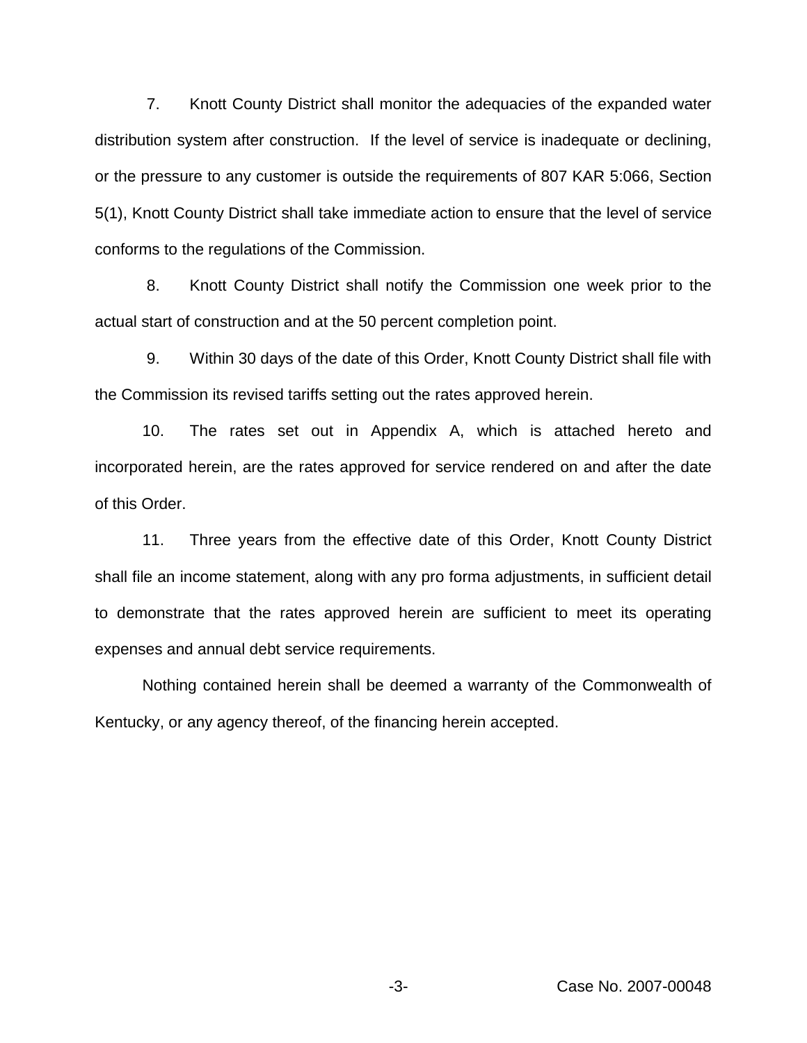7. Knott County District shall monitor the adequacies of the expanded water distribution system after construction. If the level of service is inadequate or declining, or the pressure to any customer is outside the requirements of 807 KAR 5:066, Section 5(1), Knott County District shall take immediate action to ensure that the level of service conforms to the regulations of the Commission.

8. Knott County District shall notify the Commission one week prior to the actual start of construction and at the 50 percent completion point.

9. Within 30 days of the date of this Order, Knott County District shall file with the Commission its revised tariffs setting out the rates approved herein.

10. The rates set out in Appendix A, which is attached hereto and incorporated herein, are the rates approved for service rendered on and after the date of this Order.

11. Three years from the effective date of this Order, Knott County District shall file an income statement, along with any pro forma adjustments, in sufficient detail to demonstrate that the rates approved herein are sufficient to meet its operating expenses and annual debt service requirements.

Nothing contained herein shall be deemed a warranty of the Commonwealth of Kentucky, or any agency thereof, of the financing herein accepted.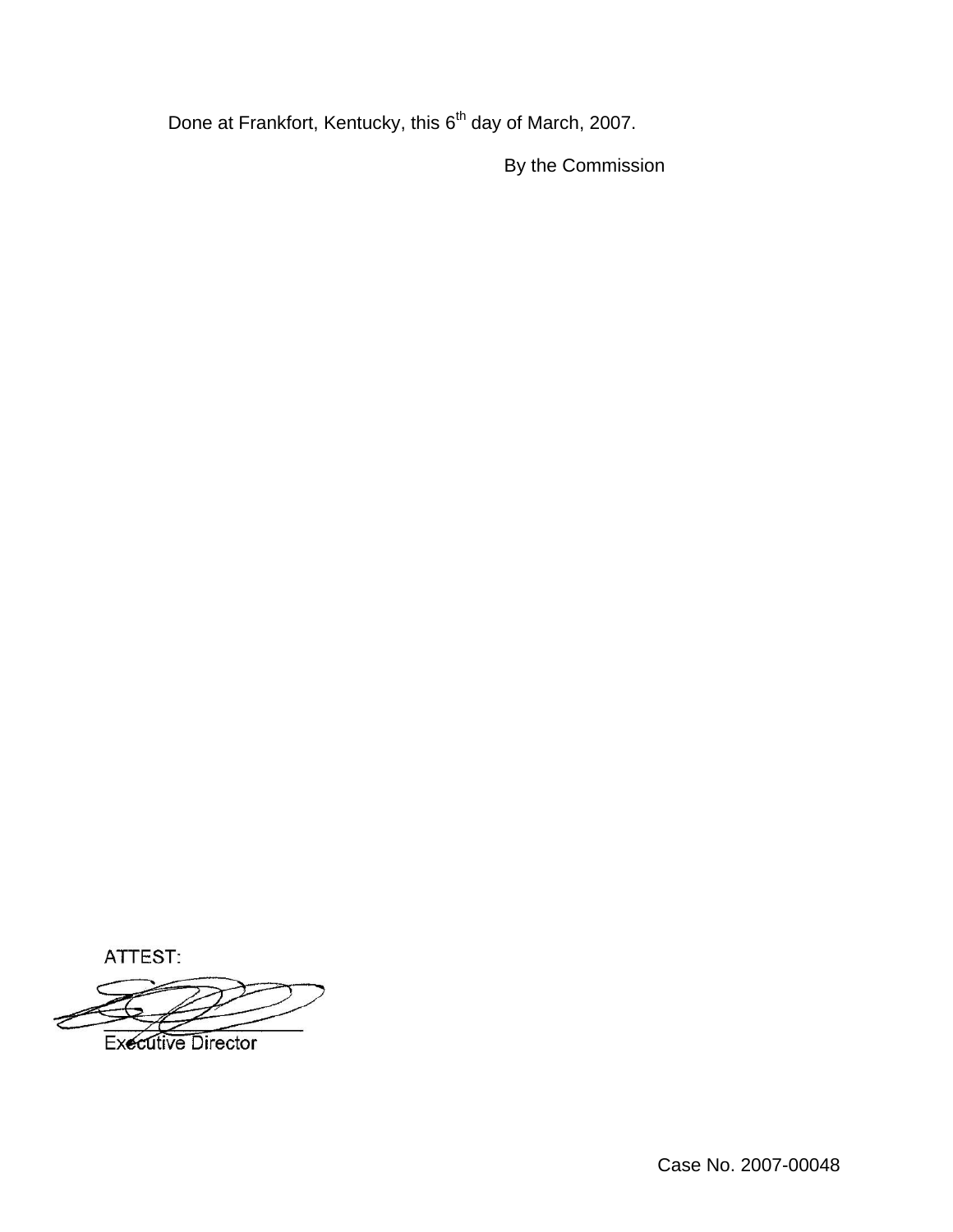Done at Frankfort, Kentucky, this 6th day of March, 2007.

By the Commission

ATTEST:

Executive Director

Case No. 2007-00048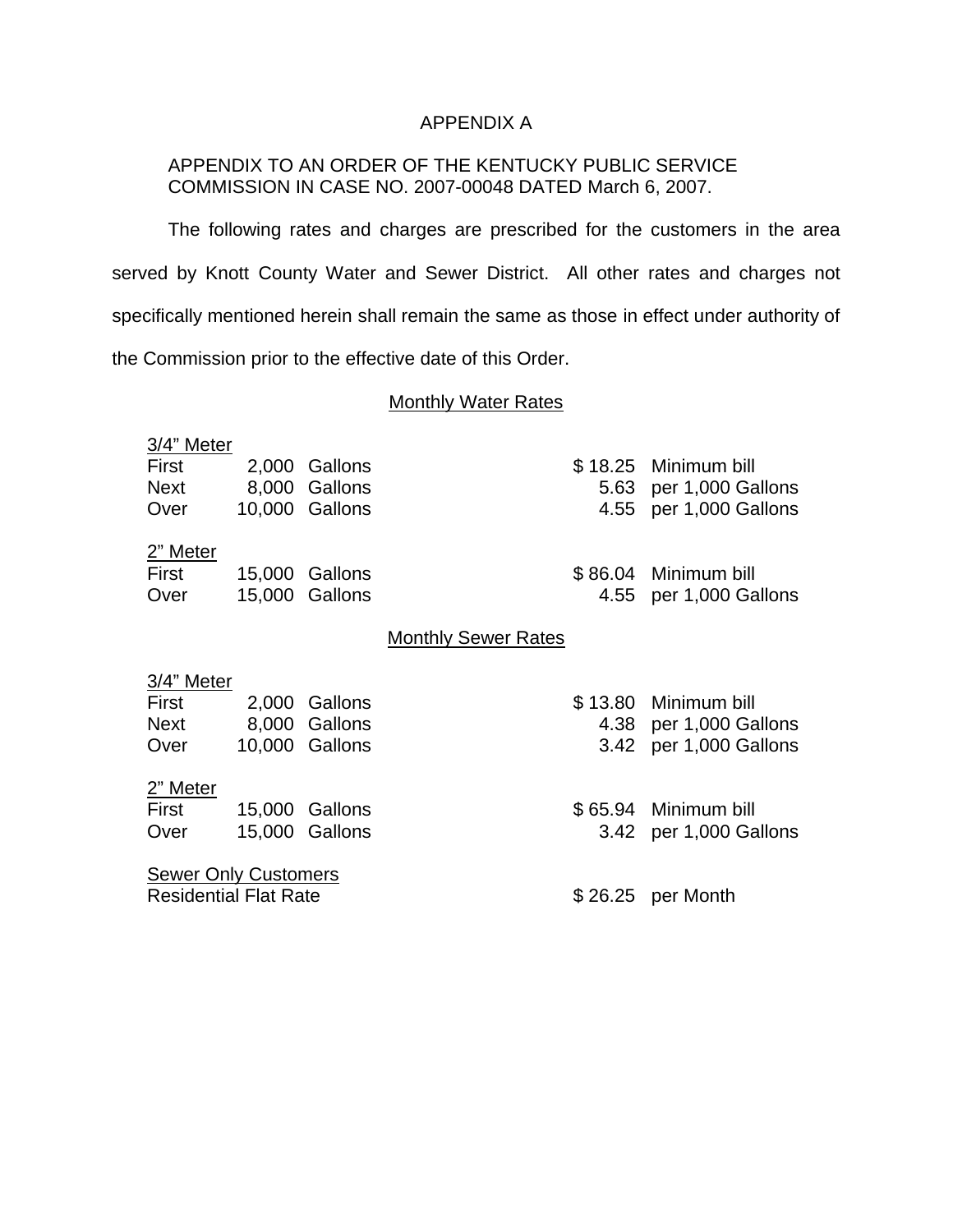# APPENDIX A

APPENDIX TO AN ORDER OF THE KENTUCKY PUBLIC SERVICE COMMISSION IN CASE NO. 2007-00048 DATED March 6, 2007.

The following rates and charges are prescribed for the customers in the area served by Knott County Water and Sewer District. All other rates and charges not specifically mentioned herein shall remain the same as those in effect under authority of the Commission prior to the effective date of this Order.

## Monthly Water Rates

| | | | | |
|---|---|---|---|---|
| 3/4" Meter | | | | |
| First | 2,000 | Gallons | $ 18.25 | Minimum bill |
| Next | 8,000 | Gallons | 5.63 | per 1,000 Gallons |
| Over | 10,000 | Gallons | 4.55 | per 1,000 Gallons |
| 2" Meter | | | | |
| First | 15,000 | Gallons | $ 86.04 | Minimum bill |
| Over | 15,000 | Gallons | 4.55 | per 1,000 Gallons |

## Monthly Sewer Rates

| | | | | |
|---|---|---|---|---|
| 3/4" Meter | | | | |
| First | 2,000 | Gallons | $ 13.80 | Minimum bill |
| Next | 8,000 | Gallons | 4.38 | per 1,000 Gallons |
| Over | 10,000 | Gallons | 3.42 | per 1,000 Gallons |
| 2" Meter | | | | |
| First | 15,000 | Gallons | $ 65.94 | Minimum bill |
| Over | 15,000 | Gallons | 3.42 | per 1,000 Gallons |
| Sewer Only Customers | | | | |
| Residential Flat Rate | | | $ 26.25 | per Month |